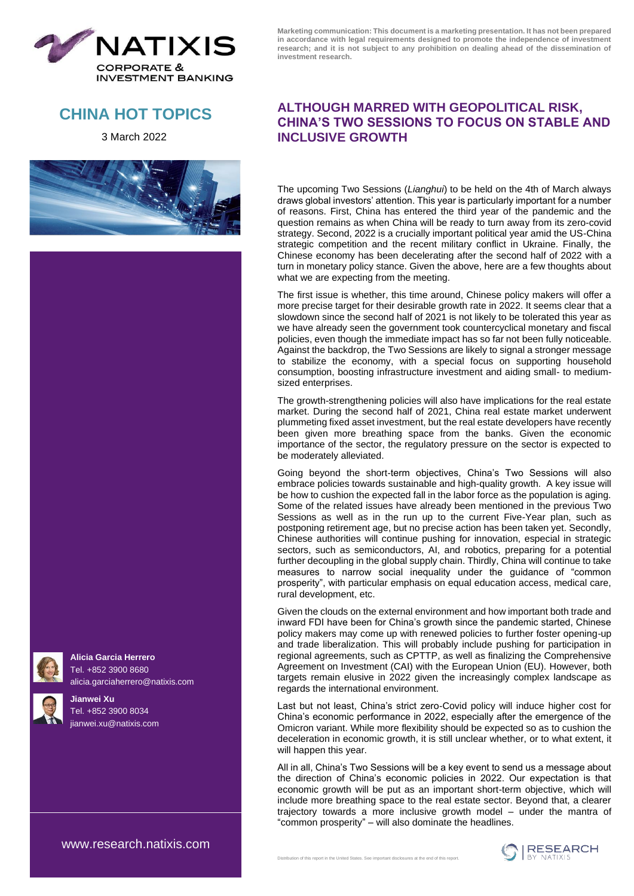Marketing communication: This document is a marketing presentation. It has not been prepared in accordance with legal requirements designed to promote the independence of investment research; and it is not subject to any prohibition on dealing ahead of the dissemination of investment research.

# CHINA HOT TOPICS

3 March 2022

## ALTHOUGH MARRED WITH GEOPOLITICAL RISK, CHINA'S TWO SESSIONS TO FOCUS ON STABLE AND INCLUSIVE GROWTH

The upcoming Two Sessions (*Lianghui*) to be held on the 4th of March always draws global investors' attention. This year is particularly important for a number of reasons. First, China has entered the third year of the pandemic and the question remains as to when China will be ready to turn away from its zero-covid strategy. Second, 2022 is a crucially important political year amid the US-China strategic competition and the recent military conflict in Ukraine. Finally, the Chinese economy has been decelerating after the second half of 2022 with a turn in monetary policy stance. Given the above, here are a few thoughts about what we are expecting from the meeting.

The first issue is whether, this time around, Chinese policy makers will offer a more precise target for their desirable growth rate in 2022. It seems clear that a slowdown since the second half of 2021 is not likely to be tolerated this year as we have already seen the government took countercyclical monetary and fiscal policies, even though the immediate impact has so far not been fully noticeable. Against the backdrop, the Two Sessions are likely to signal a stronger message to stabilize the economy, with a special focus on supporting household consumption, boosting infrastructure investment and aiding small- to medium-sized enterprises.

The growth-strengthening policies will also have implications for the real estate market. During the second half of 2021, China real estate market underwent plummeting fixed asset investment, but the real estate developers have recently been given more breathing space from the banks. Given the economic importance of the sector, the regulatory pressure on the sector is expected to be moderately alleviated.

Going beyond the short-term objectives, China's Two Sessions will also embrace policies towards sustainable and high-quality growth. A key issue will be how to cushion the expected fall in the labor force as the population is aging. Some of the related issues have already been mentioned in the previous Two Sessions as well as in the run up to the current Five-Year plan, such as postponing retirement age, but no precise action has been taken yet. Secondly, Chinese authorities will continue pushing for innovation, especial in strategic sectors, such as semiconductors, AI, and robotics, preparing for a potential further decoupling in the global supply chain. Thirdly, China will continue to take measures to narrow social inequality under the guidance of "common prosperity", with particular emphasis on equal education access, medical care, rural development, etc.

Given the clouds on the external environment and how important both trade and inward FDI have been for China's growth since the pandemic started, Chinese policy makers may come up with renewed policies to further foster opening-up and trade liberalization. This will probably include pushing for participation in regional agreements, such as CPTTP, as well as finalizing the Comprehensive Agreement on Investment (CAI) with the European Union (EU). However, both targets remain elusive in 2022 given the increasingly complex landscape as regards the international environment.

Last but not least, China's strict zero-Covid policy will induce higher cost for China's economic performance in 2022, especially after the emergence of the Omicron variant. While more flexibility should be expected so as to cushion the deceleration in economic growth, it is still unclear whether, or to what extent, it will happen this year.

All in all, China's Two Sessions will be a key event to send us a message about the direction of China's economic policies in 2022. Our expectation is that economic growth will be put as an important short-term objective, which will include more breathing space to the real estate sector. Beyond that, a clearer trajectory towards a more inclusive growth model – under the mantra of "common prosperity" – will also dominate the headlines.

**Alicia Garcia Herrero**
Tel. +852 3900 8680
alicia.garciaherrero@natixis.com

**Jianwei Xu**
Tel. +852 3900 8034
jianwei.xu@natixis.com

www.research.natixis.com

Distribution of this report in the United States. See important disclosures at the end of this report.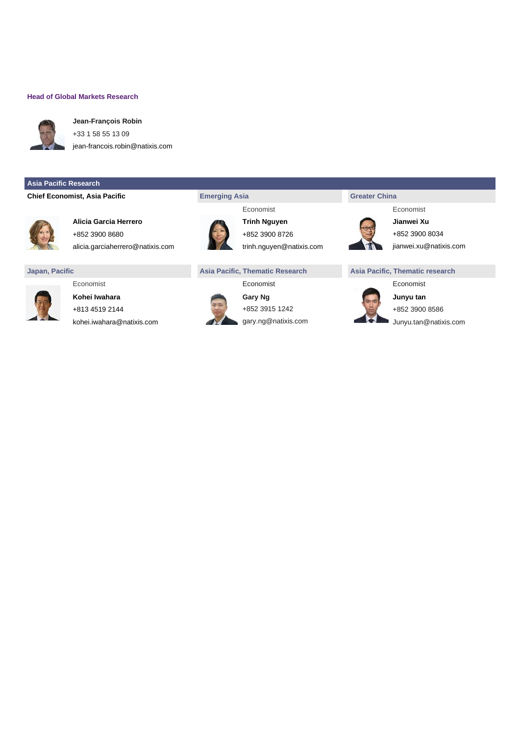**Head of Global Markets Research**

**Jean-François Robin**
+33 1 58 55 13 09
jean-francois.robin@natixis.com

## Asia Pacific Research

**Chief Economist, Asia Pacific**

**Alicia Garcia Herrero**
+852 3900 8680
alicia.garciaherrero@natixis.com

**Emerging Asia**

Economist
**Trinh Nguyen**
+852 3900 8726
trinh.nguyen@natixis.com

**Greater China**

Economist
**Jianwei Xu**
+852 3900 8034
jianwei.xu@natixis.com

**Japan, Pacific**

Economist
**Kohei Iwahara**
+813 4519 2144
kohei.iwahara@natixis.com

**Asia Pacific, Thematic Research**

Economist
**Gary Ng**
+852 3915 1242
gary.ng@natixis.com

**Asia Pacific, Thematic research**

Economist
**Junyu tan**
+852 3900 8586
Junyu.tan@natixis.com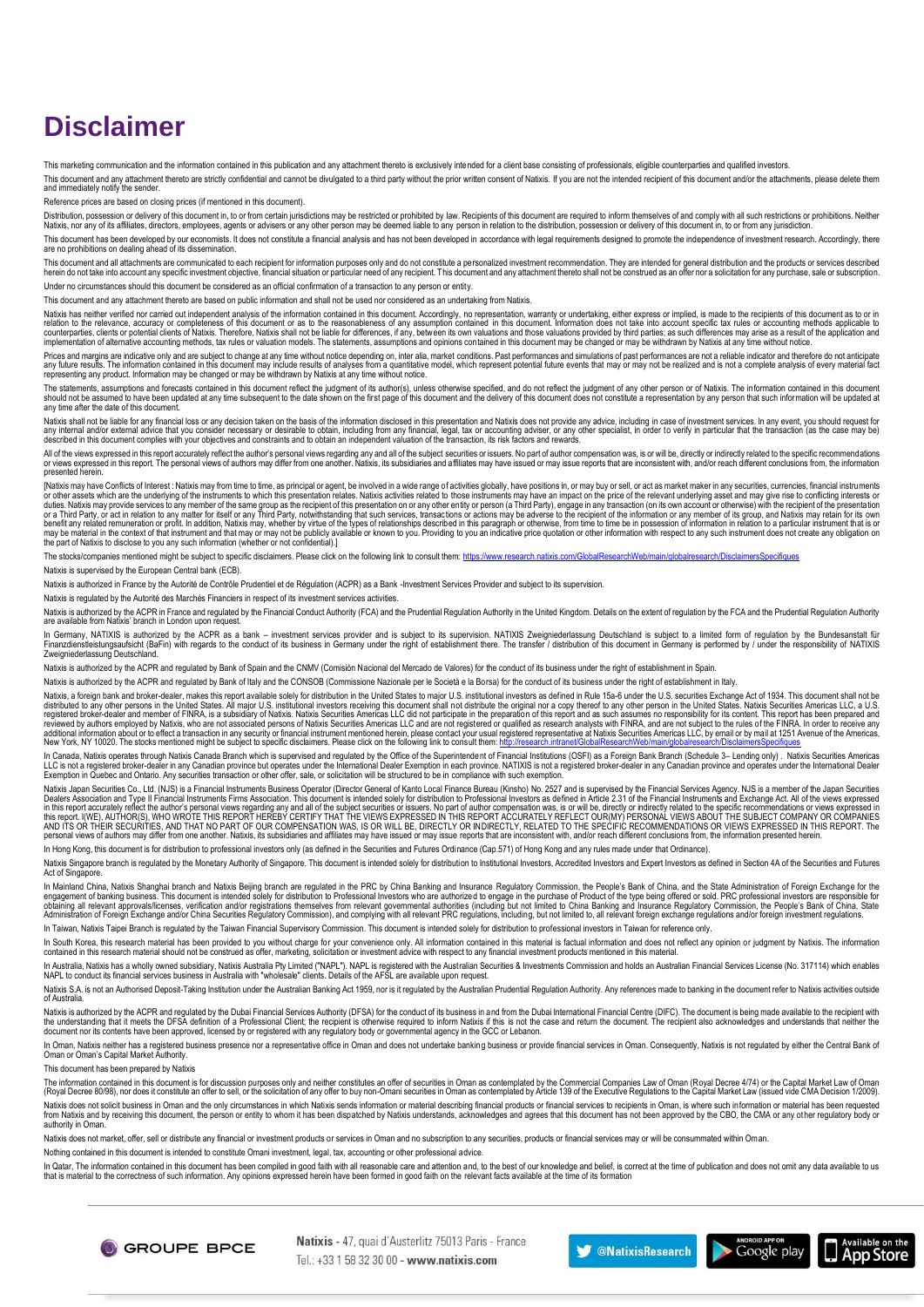# Disclaimer

This marketing communication and the information contained in this publication and any attachment thereto is exclusively intended for a client base consisting of professionals, eligible counterparties and qualified investors.

This document and any attachment thereto are strictly confidential and cannot be divulgated to a third party without the prior written consent of Natixis. If you are not the intended recipient of this document and/or the attachments, please delete them and immediately notify the sender.

Reference prices are based on closing prices (if mentioned in this document).

Distribution, possession or delivery of this document in, to or from certain jurisdictions may be restricted or prohibited by law. Recipients of this document are required to inform themselves of and comply with all such restrictions or prohibitions. Neither Natixis, nor any of its affiliates, directors, employees, agents or advisers or any other person may be deemed liable to any person in relation to the distribution, possession or delivery of this document in, to or from any jurisdiction.

This document has been developed by our economists. It does not constitute a financial analysis and has not been developed in accordance with legal requirements designed to promote the independence of investment research. Accordingly, there are no prohibitions on dealing ahead of its dissemination.

This document and all attachments are communicated to each recipient for information purposes only and do not constitute a personalized investment recommendation. They are intended for general distribution and the products or services described herein do not take into account any specific investment objective, financial situation or particular need of any recipient. This document and any attachment thereto shall not be construed as an offer nor a solicitation for any purchase, sale or subscription. Under no circumstances should this document be considered as an official confirmation of a transaction to any person or entity.

This document and any attachment thereto are based on public information and shall not be used nor considered as an undertaking from Natixis.

Natixis has neither verified nor carried out independent analysis of the information contained in this document. Accordingly, no representation, warranty or undertaking, either express or implied, is made to the recipients of this document as to or in relation to the relevance, accuracy or completeness of this document or as to the reasonableness of any assumption contained in this document. Information does not take into account specific tax rules or accounting methods applicable to counterparties, clients or potential clients of Natixis. Therefore, Natixis shall not be liable for differences, if any, between its own valuations and those valuations provided by third parties; as such differences may arise as a result of the application and implementation of alternative accounting methods, tax rules or valuation models. The statements, assumptions and opinions contained in this document may be changed or may be withdrawn by Natixis at any time without notice.

Prices and margins are indicative only and are subject to change at any time without notice depending on, inter alia, market conditions. Past performances and simulations of past performances are not a reliable indicator and therefore do not anticipate any future results. The information contained in this document may include results of analyses from a quantitative model, which represent potential future events that may or may not be realized and is not a complete analysis of every material fact representing any product. Information may be changed or may be withdrawn by Natixis at any time without notice.

The statements, assumptions and forecasts contained in this document reflect the judgment of its author(s), unless otherwise specified, and do not reflect the judgment of any other person or of Natixis. The information contained in this document should not be assumed to have been updated at any time subsequent to the date shown on the first page of this document and the delivery of this document does not constitute a representation by any person that such information will be updated at any time after the date of this document.

Natixis shall not be liable for any financial loss or any decision taken on the basis of the information disclosed in this presentation and Natixis does not provide any advice, including in case of investment services. In any event, you should request for any internal and/or external advice that you consider necessary or desirable to obtain, including from any financial, legal, tax or accounting adviser, or any other specialist, in order to verify in particular that the transaction (as the case may be) described in this document complies with your objectives and constraints and to obtain an independent valuation of the transaction, its risk factors and rewards.

All of the views expressed in this report accurately reflect the author's personal views regarding any and all of the subject securities or issuers. No part of author compensation was, is or will be, directly or indirectly related to the specific recommendations or views expressed in this report. The personal views of authors may differ from one another. Natixis, its subsidiaries and affiliates may have issued or may issue reports that are inconsistent with, and/or reach different conclusions from, the information presented herein.

[Natixis may have Conflicts of Interest : Natixis may from time to time, as principal or agent, be involved in a wide range of activities globally, have positions in, or may buy or sell, or act as market maker in any securities, currencies, financial instruments or other assets which are the underlying of the instruments to which this presentation relates. Natixis activities related to those instruments may have an impact on the price of the relevant underlying asset and may give rise to conflicting interests or duties. Natixis may provide services to any member of the same group as the recipient of this presentation on or any other entity or person (a Third Party), engage in any transaction (on its own account or otherwise) with the recipient of the presentation or a Third Party, or act in relation to any matter for itself or any Third Party, notwithstanding that such services, transactions or actions may be adverse to the recipient of the information or any member of its group, and Natixis may retain for its own benefit any related remuneration or profit. In addition, Natixis may, whether by virtue of the types of relationships described in this paragraph or otherwise, from time to time be in possession of information in relation to a particular instrument that is or may be material in the context of that instrument and that may or may not be publicly available or known to you. Providing to you an indicative price quotation or other information with respect to any such instrument does not create any obligation on the part of Natixis to disclose to you any such information (whether or not confidential).]

The stocks/companies mentioned might be subject to specific disclaimers. Please click on the following link to consult them: https://www.research.natixis.com/GlobalResearchWeb/main/globalresearch/DisclaimersSpecifiques

Natixis is supervised by the European Central bank (ECB).

Natixis is authorized in France by the Autorité de Contrôle Prudentiel et de Régulation (ACPR) as a Bank -Investment Services Provider and subject to its supervision.

Natixis is regulated by the Autorité des Marchés Financiers in respect of its investment services activities.

Natixis is authorized by the ACPR in France and regulated by the Financial Conduct Authority (FCA) and the Prudential Regulation Authority in the United Kingdom. Details on the extent of regulation by the FCA and the Prudential Regulation Authority are available from Natixis' branch in London upon request.

In Germany, NATIXIS is authorized by the ACPR as a bank – investment services provider and is subject to its supervision. NATIXIS Zweigniederlassung Deutschland is subject to a limited form of regulation by the Bundesanstalt für Finanzdienstleistungsaufsicht (BaFin) with regards to the conduct of its business in Germany under the right of establishment there. The transfer / distribution of this document in Germany is performed by / under the responsibility of NATIXIS Zweigniederlassung Deutschland.

Natixis is authorized by the ACPR and regulated by Bank of Spain and the CNMV (Comisión Nacional del Mercado de Valores) for the conduct of its business under the right of establishment in Spain.

Natixis is authorized by the ACPR and regulated by Bank of Italy and the CONSOB (Commissione Nazionale per le Società e la Borsa) for the conduct of its business under the right of establishment in Italy.

Natixis, a foreign bank and broker-dealer, makes this report available solely for distribution in the United States to major U.S. institutional investors as defined in Rule 15a-6 under the U.S. securities Exchange Act of 1934. This document shall not be distributed to any other persons in the United States. All major U.S. institutional investors receiving this document shall not distribute the original nor a copy thereof to any other person in the United States. Natixis Securities Americas LLC, a U.S. registered broker-dealer and member of FINRA, is a subsidiary of Natixis. Natixis Securities Americas LLC did not participate in the preparation of this report and as such assumes no responsibility for its content. This report has been prepared and reviewed by authors employed by Natixis, who are not associated persons of Natixis Securities Americas LLC and are not registered or qualified as research analysts with FINRA, and are not subject to the rules of the FINRA. In order to receive any additional information about or to effect a transaction in any security or financial instrument mentioned herein, please contact your usual registered representative at Natixis Securities Americas LLC, by email or by mail at 1251 Avenue of the Americas, New York, NY 10020. The stocks mentioned might be subject to specific disclaimers. Please click on the following link to consult them: http://research.intranet/GlobalResearchWeb/main/globalresearch/DisclaimersSpecifiques

In Canada, Natixis operates through Natixis Canada Branch which is supervised and regulated by the Office of the Superintendent of Financial Institutions (OSFI) as a Foreign Bank Branch (Schedule 3– Lending only) . Natixis Securities Americas LLC is not a registered broker-dealer in any Canadian province but operates under the International Dealer Exemption in each province. NATIXIS is not a registered broker-dealer in any Canadian province and operates under the International Dealer Exemption in Quebec and Ontario. Any securities transaction or other offer, sale, or solicitation will be structured to be in compliance with such exemption.

Natixis Japan Securities Co., Ltd. (NJS) is a Financial Instruments Business Operator (Director General of Kanto Local Finance Bureau (Kinsho) No. 2527 and is supervised by the Financial Services Agency. NJS is a member of the Japan Securities Dealers Association and Type II Financial Instruments Firms Association. This document is intended solely for distribution to Professional Investors as defined in Article 2.31 of the Financial Instruments and Exchange Act. All of the views expressed in this report accurately reflect the author's personal views regarding any and all of the subject securities or issuers. No part of author compensation was, is or will be, directly or indirectly related to the specific recommendations or views expressed in this report. I(WE), AUTHOR(S), WHO WROTE THIS REPORT HEREBY CERTIFY THAT THE VIEWS EXPRESSED IN THIS REPORT ACCURATELY REFLECT OUR(MY) PERSONAL VIEWS ABOUT THE SUBJECT COMPANY OR COMPANIES AND ITS OR THEIR SECURITIES, AND THAT NO PART OF OUR COMPENSATION WAS, IS OR WILL BE, DIRECTLY OR INDIRECTLY, RELATED TO THE SPECIFIC RECOMMENDATIONS OR VIEWS EXPRESSED IN THIS REPORT. The personal views of authors may differ from one another. Natixis, its subsidiaries and affiliates may have issued or may issue reports that are inconsistent with, and/or reach different conclusions from, the information presented herein.

In Hong Kong, this document is for distribution to professional investors only (as defined in the Securities and Futures Ordinance (Cap.571) of Hong Kong and any rules made under that Ordinance).

Natixis Singapore branch is regulated by the Monetary Authority of Singapore. This document is intended solely for distribution to Institutional Investors, Accredited Investors and Expert Investors as defined in Section 4A of the Securities and Futures Act of Singapore.

In Mainland China, Natixis Shanghai branch and Natixis Beijing branch are regulated in the PRC by China Banking and Insurance Regulatory Commission, the People's Bank of China, and the State Administration of Foreign Exchange for the engagement of banking business. This document is intended solely for distribution to Professional Investors who are authorized to engage in the purchase of Product of the type being offered or sold. PRC professional investors are responsible for obtaining all relevant approvals/licenses, verification and/or registrations themselves from relevant governmental authorities (including but not limited to China Banking and Insurance Regulatory Commission, the People's Bank of China, State Administration of Foreign Exchange and/or China Securities Regulatory Commission), and complying with all relevant PRC regulations, including, but not limited to, all relevant foreign exchange regulations and/or foreign investment regulations.

In Taiwan, Natixis Taipei Branch is regulated by the Taiwan Financial Supervisory Commission. This document is intended solely for distribution to professional investors in Taiwan for reference only.

In South Korea, this research material has been provided to you without charge for your convenience only. All information contained in this material is factual information and does not reflect any opinion or judgment by Natixis. The information contained in this research material should not be construed as offer, marketing, solicitation or investment advice with respect to any financial investment products mentioned in this material.

In Australia, Natixis has a wholly owned subsidiary, Natixis Australia Pty Limited ("NAPL"). NAPL is registered with the Australian Securities & Investments Commission and holds an Australian Financial Services License (No. 317114) which enables NAPL to conduct its financial services business in Australia with "wholesale" clients. Details of the AFSL are available upon request.

Natixis S.A. is not an Authorised Deposit-Taking Institution under the Australian Banking Act 1959, nor is it regulated by the Australian Prudential Regulation Authority. Any references made to banking in the document refer to Natixis activities outside of Australia.

Natixis is authorized by the ACPR and regulated by the Dubai Financial Services Authority (DFSA) for the conduct of its business in and from the Dubai International Financial Centre (DIFC). The document is being made available to the recipient with the understanding that it meets the DFSA definition of a Professional Client; the recipient is otherwise required to inform Natixis if this is not the case and return the document. The recipient also acknowledges and understands that neither the document nor its contents have been approved, licensed by or registered with any regulatory body or governmental agency in the GCC or Lebanon.

In Oman, Natixis neither has a registered business presence nor a representative office in Oman and does not undertake banking business or provide financial services in Oman. Consequently, Natixis is not regulated by either the Central Bank of Oman or Oman's Capital Market Authority.

This document has been prepared by Natixis

The information contained in this document is for discussion purposes only and neither constitutes an offer of securities in Oman as contemplated by the Commercial Companies Law of Oman (Royal Decree 4/74) or the Capital Market Law of Oman (Royal Decree 80/98), nor does it constitute an offer to sell, or the solicitation of any offer to buy non-Omani securities in Oman as contemplated by Article 139 of the Executive Regulations to the Capital Market Law (issued vide CMA Decision 1/2009).

Natixis does not solicit business in Oman and the only circumstances in which Natixis sends information or material describing financial products or financial services to recipients in Oman, is where such information or material has been requested from Natixis and by receiving this document, the person or entity to whom it has been dispatched by Natixis understands, acknowledges and agrees that this document has not been approved by the CBO, the CMA or any other regulatory body or authority in Oman.

Natixis does not market, offer, sell or distribute any financial or investment products or services in Oman and no subscription to any securities, products or financial services may or will be consummated within Oman.

Nothing contained in this document is intended to constitute Omani investment, legal, tax, accounting or other professional advice.

In Qatar, The information contained in this document has been compiled in good faith with all reasonable care and attention and, to the best of our knowledge and belief, is correct at the time of publication and does not omit any data available to us that is material to the correctness of such information. Any opinions expressed herein have been formed in good faith on the relevant facts available at the time of its formation

GROUPE BPCE

**Natixis** - 47, quai d'Austerlitz 75013 Paris - France
Tel.: +33 1 58 32 30 00 - **www.natixis.com**

@NatixisResearch